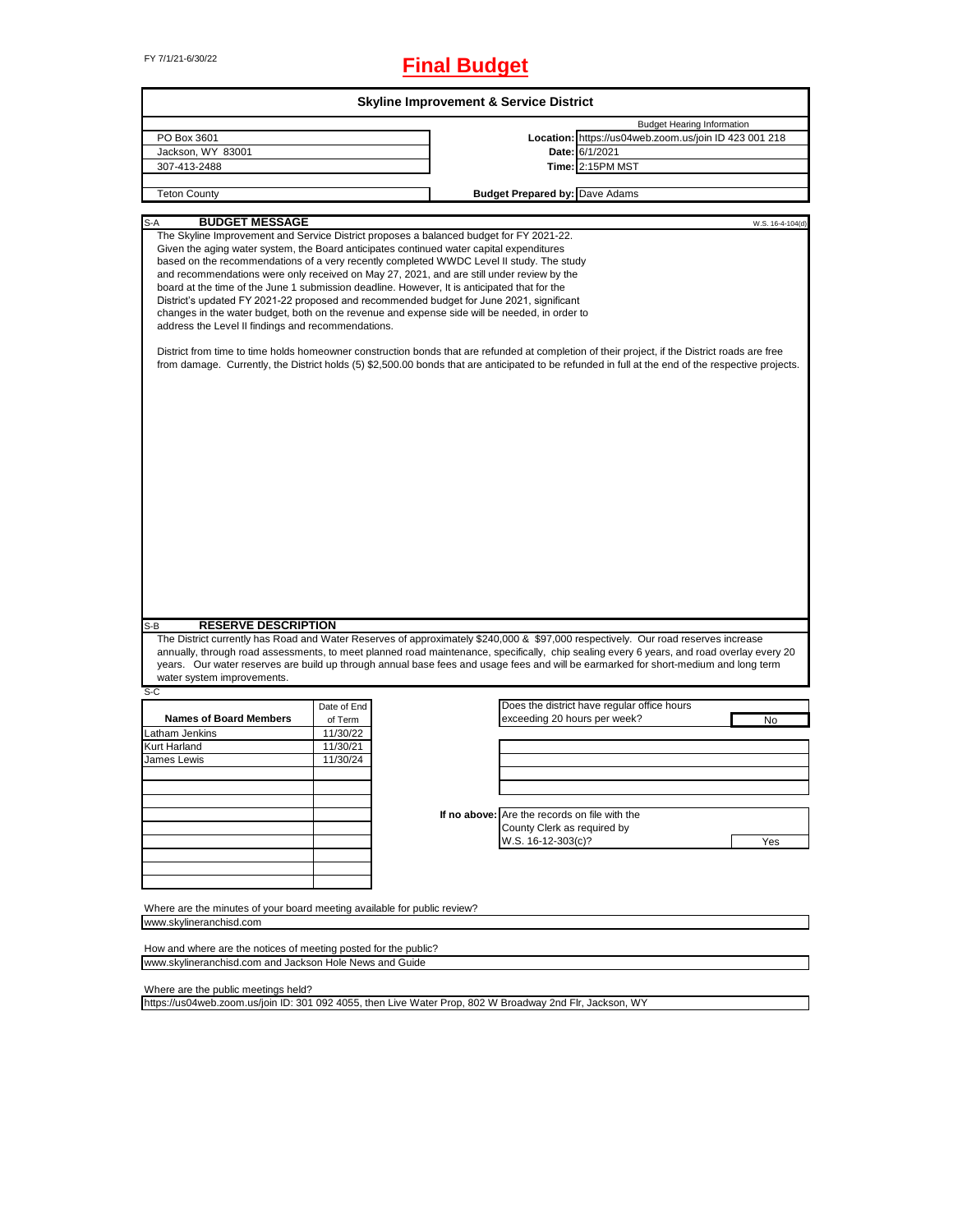FY 7/1/21-6/30/22

# Final Budget

## Skyline Improvement & Service District

| | | |
|---|---|---|
| PO Box 3601 | | Budget Hearing Information |
| Jackson, WY 83001 | **Location:** | https://us04web.zoom.us/join ID 423 001 218 |
| 307-413-2488 | **Date:** | 6/1/2021 |
| | **Time:** | 2:15PM MST |
| Teton County | **Budget Prepared by:** | Dave Adams |

### S-A BUDGET MESSAGE

W.S. 16-4-104(d)

The Skyline Improvement and Service District proposes a balanced budget for FY 2021-22. Given the aging water system, the Board anticipates continued water capital expenditures based on the recommendations of a very recently completed WWDC Level II study. The study and recommendations were only received on May 27, 2021, and are still under review by the board at the time of the June 1 submission deadline. However, It is anticipated that for the District's updated FY 2021-22 proposed and recommended budget for June 2021, significant changes in the water budget, both on the revenue and expense side will be needed, in order to address the Level II findings and recommendations.

District from time to time holds homeowner construction bonds that are refunded at completion of their project, if the District roads are free from damage. Currently, the District holds (5) $2,500.00 bonds that are anticipated to be refunded in full at the end of the respective projects.

### S-B RESERVE DESCRIPTION

The District currently has Road and Water Reserves of approximately $240,000 & $97,000 respectively. Our road reserves increase annually, through road assessments, to meet planned road maintenance, specifically, chip sealing every 6 years, and road overlay every 20 years. Our water reserves are build up through annual base fees and usage fees and will be earmarked for short-medium and long term water system improvements.

### S-C

| Names of Board Members | Date of End of Term |
|---|---|
| Latham Jenkins | 11/30/22 |
| Kurt Harland | 11/30/21 |
| James Lewis | 11/30/24 |

| | |
|---|---|
| Does the district have regular office hours exceeding 20 hours per week? | No |
| **If no above:** Are the records on file with the County Clerk as required by W.S. 16-12-303(c)? | Yes |

Where are the minutes of your board meeting available for public review?

www.skylineranchisd.com

How and where are the notices of meeting posted for the public?

www.skylineranchisd.com and Jackson Hole News and Guide

Where are the public meetings held?

https://us04web.zoom.us/join ID: 301 092 4055, then Live Water Prop, 802 W Broadway 2nd Flr, Jackson, WY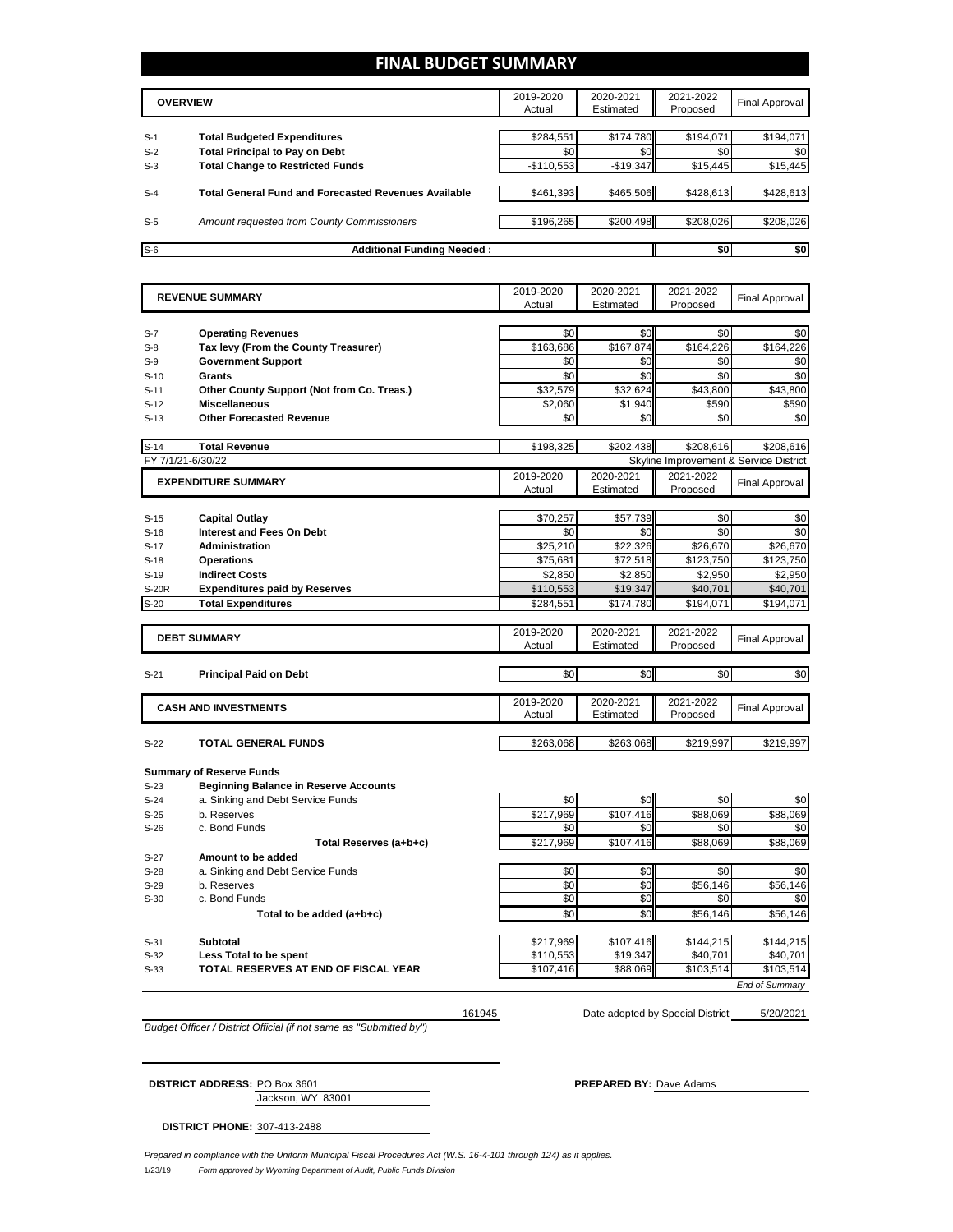# FINAL BUDGET SUMMARY

| | OVERVIEW | 2019-2020 Actual | 2020-2021 Estimated | 2021-2022 Proposed | Final Approval |
|---|---|---|---|---|---|
| S-1 | **Total Budgeted Expenditures** | $284,551 | $174,780 | $194,071 | $194,071 |
| S-2 | **Total Principal to Pay on Debt** | $0 | $0 | $0 | $0 |
| S-3 | **Total Change to Restricted Funds** | -$110,553 | -$19,347 | $15,445 | $15,445 |
| S-4 | **Total General Fund and Forecasted Revenues Available** | $461,393 | $465,506 | $428,613 | $428,613 |
| S-5 | *Amount requested from County Commissioners* | $196,265 | $200,498 | $208,026 | $208,026 |
| S-6 | **Additional Funding Needed :** | | | $0 | $0 |

| | REVENUE SUMMARY | 2019-2020 Actual | 2020-2021 Estimated | 2021-2022 Proposed | Final Approval |
|---|---|---|---|---|---|
| S-7 | **Operating Revenues** | $0 | $0 | $0 | $0 |
| S-8 | **Tax levy (From the County Treasurer)** | $163,686 | $167,874 | $164,226 | $164,226 |
| S-9 | **Government Support** | $0 | $0 | $0 | $0 |
| S-10 | **Grants** | $0 | $0 | $0 | $0 |
| S-11 | **Other County Support (Not from Co. Treas.)** | $32,579 | $32,624 | $43,800 | $43,800 |
| S-12 | **Miscellaneous** | $2,060 | $1,940 | $590 | $590 |
| S-13 | **Other Forecasted Revenue** | $0 | $0 | $0 | $0 |
| S-14 | **Total Revenue** | $198,325 | $202,438 | $208,616 | $208,616 |

FY 7/1/21-6/30/22 — Skyline Improvement & Service District

| | EXPENDITURE SUMMARY | 2019-2020 Actual | 2020-2021 Estimated | 2021-2022 Proposed | Final Approval |
|---|---|---|---|---|---|
| S-15 | **Capital Outlay** | $70,257 | $57,739 | $0 | $0 |
| S-16 | **Interest and Fees On Debt** | $0 | $0 | $0 | $0 |
| S-17 | **Administration** | $25,210 | $22,326 | $26,670 | $26,670 |
| S-18 | **Operations** | $75,681 | $72,518 | $123,750 | $123,750 |
| S-19 | **Indirect Costs** | $2,850 | $2,850 | $2,950 | $2,950 |
| S-20R | **Expenditures paid by Reserves** | $110,553 | $19,347 | $40,701 | $40,701 |
| S-20 | **Total Expenditures** | $284,551 | $174,780 | $194,071 | $194,071 |

| | DEBT SUMMARY | 2019-2020 Actual | 2020-2021 Estimated | 2021-2022 Proposed | Final Approval |
|---|---|---|---|---|---|
| S-21 | **Principal Paid on Debt** | $0 | $0 | $0 | $0 |

| | CASH AND INVESTMENTS | 2019-2020 Actual | 2020-2021 Estimated | 2021-2022 Proposed | Final Approval |
|---|---|---|---|---|---|
| S-22 | **TOTAL GENERAL FUNDS** | $263,068 | $263,068 | $219,997 | $219,997 |

**Summary of Reserve Funds**

| | | 2019-2020 Actual | 2020-2021 Estimated | 2021-2022 Proposed | Final Approval |
|---|---|---|---|---|---|
| S-23 | **Beginning Balance in Reserve Accounts** | | | | |
| S-24 | a. Sinking and Debt Service Funds | $0 | $0 | $0 | $0 |
| S-25 | b. Reserves | $217,969 | $107,416 | $88,069 | $88,069 |
| S-26 | c. Bond Funds | $0 | $0 | $0 | $0 |
| | **Total Reserves (a+b+c)** | $217,969 | $107,416 | $88,069 | $88,069 |
| S-27 | **Amount to be added** | | | | |
| S-28 | a. Sinking and Debt Service Funds | $0 | $0 | $0 | $0 |
| S-29 | b. Reserves | $0 | $0 | $56,146 | $56,146 |
| S-30 | c. Bond Funds | $0 | $0 | $0 | $0 |
| | **Total to be added (a+b+c)** | $0 | $0 | $56,146 | $56,146 |
| S-31 | **Subtotal** | $217,969 | $107,416 | $144,215 | $144,215 |
| S-32 | **Less Total to be spent** | $110,553 | $19,347 | $40,701 | $40,701 |
| S-33 | **TOTAL RESERVES AT END OF FISCAL YEAR** | $107,416 | $88,069 | $103,514 | $103,514 |

*End of Summary*

161945 — Date adopted by Special District: 5/20/2021

*Budget Officer / District Official (if not same as "Submitted by")*

**DISTRICT ADDRESS:** PO Box 3601
Jackson, WY 83001

**PREPARED BY:** Dave Adams

**DISTRICT PHONE:** 307-413-2488

*Prepared in compliance with the Uniform Municipal Fiscal Procedures Act (W.S. 16-4-101 through 124) as it applies.*

1/23/19 *Form approved by Wyoming Department of Audit, Public Funds Division*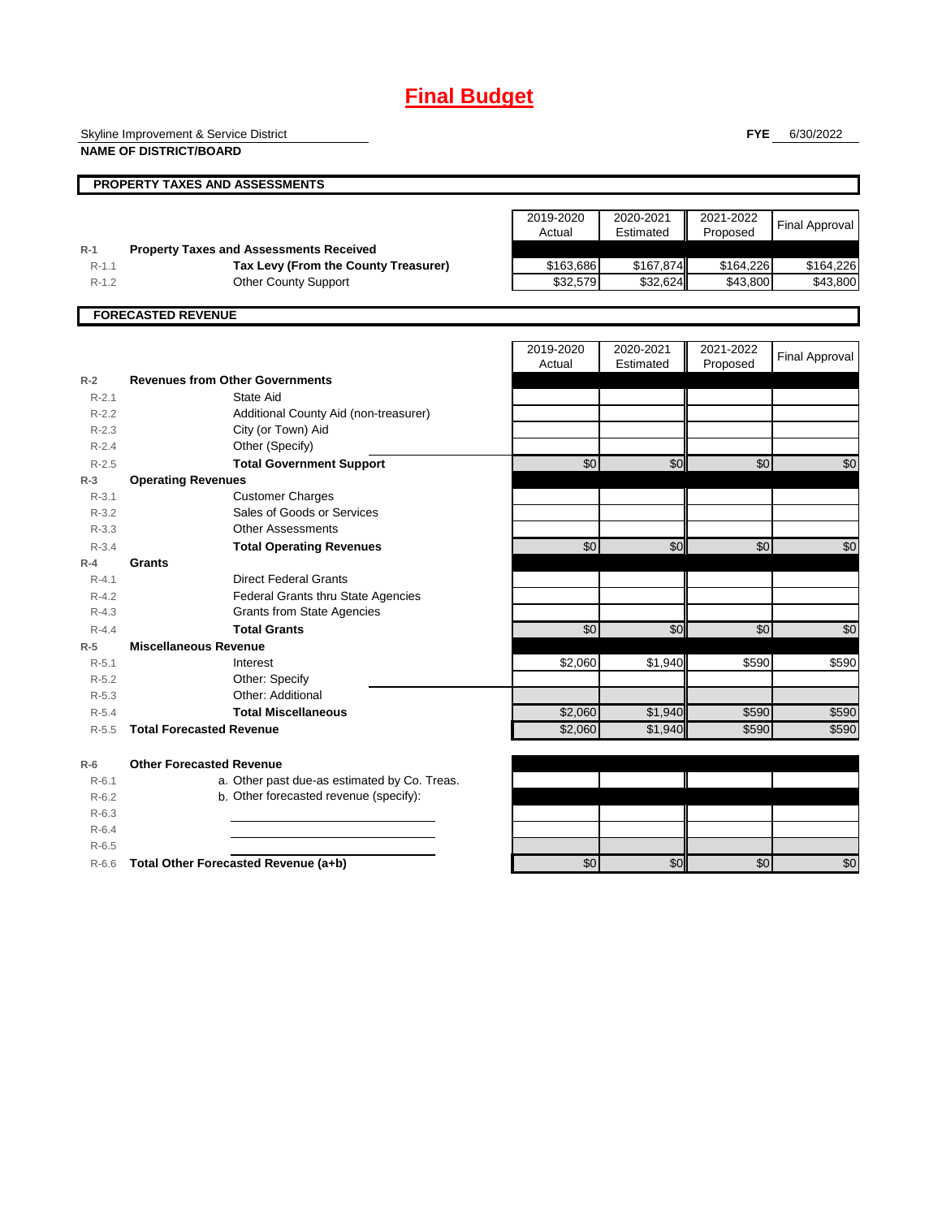# Final Budget

Skyline Improvement & Service District
**NAME OF DISTRICT/BOARD**

**FYE** 6/30/2022

## PROPERTY TAXES AND ASSESSMENTS

| | | 2019-2020 Actual | 2020-2021 Estimated | 2021-2022 Proposed | Final Approval |
|---|---|---|---|---|---|
| R-1 | **Property Taxes and Assessments Received** | | | | |
| R-1.1 | **Tax Levy (From the County Treasurer)** | $163,686 | $167,874 | $164,226 | $164,226 |
| R-1.2 | Other County Support | $32,579 | $32,624 | $43,800 | $43,800 |

## FORECASTED REVENUE

| | | 2019-2020 Actual | 2020-2021 Estimated | 2021-2022 Proposed | Final Approval |
|---|---|---|---|---|---|
| R-2 | **Revenues from Other Governments** | | | | |
| R-2.1 | State Aid | | | | |
| R-2.2 | Additional County Aid (non-treasurer) | | | | |
| R-2.3 | City (or Town) Aid | | | | |
| R-2.4 | Other (Specify) | | | | |
| R-2.5 | **Total Government Support** | $0 | $0 | $0 | $0 |
| R-3 | **Operating Revenues** | | | | |
| R-3.1 | Customer Charges | | | | |
| R-3.2 | Sales of Goods or Services | | | | |
| R-3.3 | Other Assessments | | | | |
| R-3.4 | **Total Operating Revenues** | $0 | $0 | $0 | $0 |
| R-4 | **Grants** | | | | |
| R-4.1 | Direct Federal Grants | | | | |
| R-4.2 | Federal Grants thru State Agencies | | | | |
| R-4.3 | Grants from State Agencies | | | | |
| R-4.4 | **Total Grants** | $0 | $0 | $0 | $0 |
| R-5 | **Miscellaneous Revenue** | | | | |
| R-5.1 | Interest | $2,060 | $1,940 | $590 | $590 |
| R-5.2 | Other: Specify | | | | |
| R-5.3 | Other: Additional | | | | |
| R-5.4 | **Total Miscellaneous** | $2,060 | $1,940 | $590 | $590 |
| R-5.5 | **Total Forecasted Revenue** | $2,060 | $1,940 | $590 | $590 |

| | | 2019-2020 Actual | 2020-2021 Estimated | 2021-2022 Proposed | Final Approval |
|---|---|---|---|---|---|
| R-6 | **Other Forecasted Revenue** | | | | |
| R-6.1 | a. Other past due-as estimated by Co. Treas. | | | | |
| R-6.2 | b. Other forecasted revenue (specify): | | | | |
| R-6.3 | | | | | |
| R-6.4 | | | | | |
| R-6.5 | | | | | |
| R-6.6 | **Total Other Forecasted Revenue (a+b)** | $0 | $0 | $0 | $0 |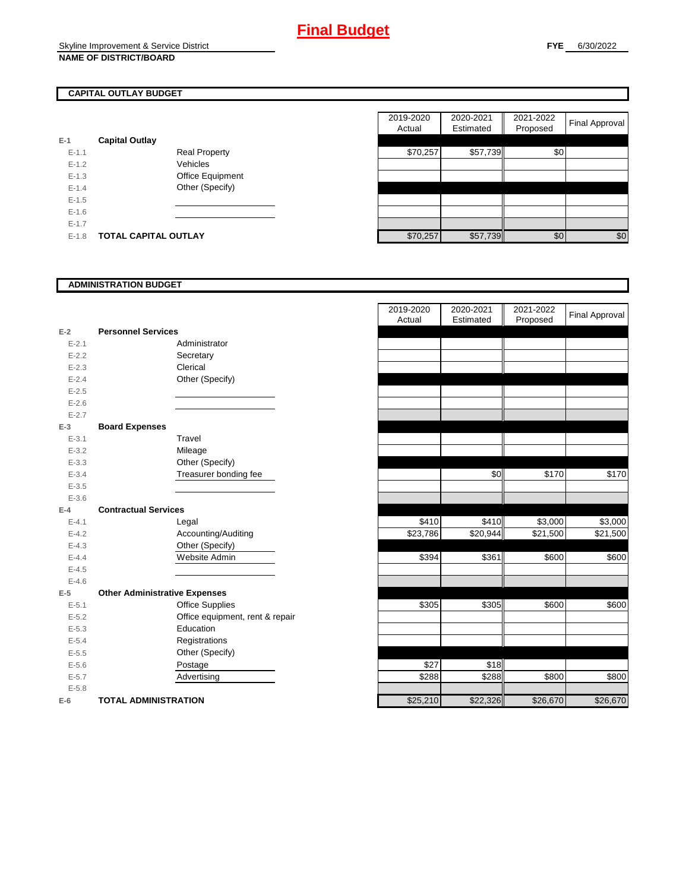# Final Budget

Skyline Improvement & Service District
**NAME OF DISTRICT/BOARD**

**FYE** 6/30/2022

## CAPITAL OUTLAY BUDGET

| | | | 2019-2020 Actual | 2020-2021 Estimated | 2021-2022 Proposed | Final Approval |
|---|---|---|---|---|---|---|
| E-1 | **Capital Outlay** | | | | | |
| E-1.1 | | Real Property | $70,257 | $57,739 | $0 | |
| E-1.2 | | Vehicles | | | | |
| E-1.3 | | Office Equipment | | | | |
| E-1.4 | | Other (Specify) | | | | |
| E-1.5 | | | | | | |
| E-1.6 | | | | | | |
| E-1.7 | | | | | | |
| E-1.8 | **TOTAL CAPITAL OUTLAY** | | $70,257 | $57,739 | $0 | $0 |

## ADMINISTRATION BUDGET

| | | | 2019-2020 Actual | 2020-2021 Estimated | 2021-2022 Proposed | Final Approval |
|---|---|---|---|---|---|---|
| E-2 | **Personnel Services** | | | | | |
| E-2.1 | | Administrator | | | | |
| E-2.2 | | Secretary | | | | |
| E-2.3 | | Clerical | | | | |
| E-2.4 | | Other (Specify) | | | | |
| E-2.5 | | | | | | |
| E-2.6 | | | | | | |
| E-2.7 | | | | | | |
| E-3 | **Board Expenses** | | | | | |
| E-3.1 | | Travel | | | | |
| E-3.2 | | Mileage | | | | |
| E-3.3 | | Other (Specify) | | | | |
| E-3.4 | | Treasurer bonding fee | | $0 | $170 | $170 |
| E-3.5 | | | | | | |
| E-3.6 | | | | | | |
| E-4 | **Contractual Services** | | | | | |
| E-4.1 | | Legal | $410 | $410 | $3,000 | $3,000 |
| E-4.2 | | Accounting/Auditing | $23,786 | $20,944 | $21,500 | $21,500 |
| E-4.3 | | Other (Specify) | | | | |
| E-4.4 | | Website Admin | $394 | $361 | $600 | $600 |
| E-4.5 | | | | | | |
| E-4.6 | | | | | | |
| E-5 | **Other Administrative Expenses** | | | | | |
| E-5.1 | | Office Supplies | $305 | $305 | $600 | $600 |
| E-5.2 | | Office equipment, rent & repair | | | | |
| E-5.3 | | Education | | | | |
| E-5.4 | | Registrations | | | | |
| E-5.5 | | Other (Specify) | | | | |
| E-5.6 | | Postage | $27 | $18 | | |
| E-5.7 | | Advertising | $288 | $288 | $800 | $800 |
| E-5.8 | | | | | | |
| E-6 | **TOTAL ADMINISTRATION** | | $25,210 | $22,326 | $26,670 | $26,670 |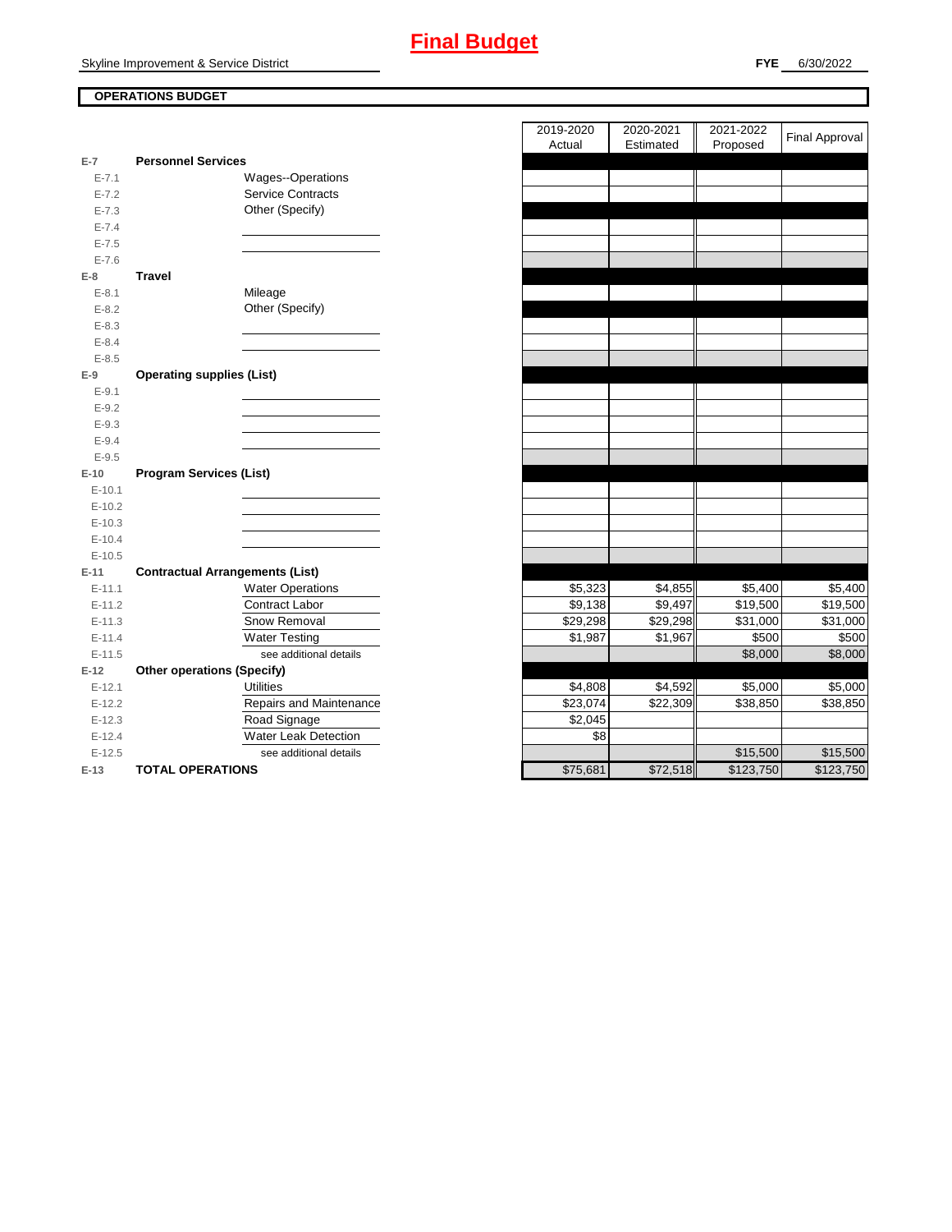# Final Budget

Skyline Improvement & Service District

**FYE** 6/30/2022

**OPERATIONS BUDGET**

| | | 2019-2020 Actual | 2020-2021 Estimated | 2021-2022 Proposed | Final Approval |
|---|---|---|---|---|---|
| E-7 | **Personnel Services** | | | | |
| E-7.1 | Wages--Operations | | | | |
| E-7.2 | Service Contracts | | | | |
| E-7.3 | Other (Specify) | | | | |
| E-7.4 | | | | | |
| E-7.5 | | | | | |
| E-7.6 | | | | | |
| E-8 | **Travel** | | | | |
| E-8.1 | Mileage | | | | |
| E-8.2 | Other (Specify) | | | | |
| E-8.3 | | | | | |
| E-8.4 | | | | | |
| E-8.5 | | | | | |
| E-9 | **Operating supplies (List)** | | | | |
| E-9.1 | | | | | |
| E-9.2 | | | | | |
| E-9.3 | | | | | |
| E-9.4 | | | | | |
| E-9.5 | | | | | |
| E-10 | **Program Services (List)** | | | | |
| E-10.1 | | | | | |
| E-10.2 | | | | | |
| E-10.3 | | | | | |
| E-10.4 | | | | | |
| E-10.5 | | | | | |
| E-11 | **Contractual Arrangements (List)** | | | | |
| E-11.1 | Water Operations | $5,323 | $4,855 | $5,400 | $5,400 |
| E-11.2 | Contract Labor | $9,138 | $9,497 | $19,500 | $19,500 |
| E-11.3 | Snow Removal | $29,298 | $29,298 | $31,000 | $31,000 |
| E-11.4 | Water Testing | $1,987 | $1,967 | $500 | $500 |
| E-11.5 | see additional details | | | $8,000 | $8,000 |
| E-12 | **Other operations (Specify)** | | | | |
| E-12.1 | Utilities | $4,808 | $4,592 | $5,000 | $5,000 |
| E-12.2 | Repairs and Maintenance | $23,074 | $22,309 | $38,850 | $38,850 |
| E-12.3 | Road Signage | $2,045 | | | |
| E-12.4 | Water Leak Detection | $8 | | | |
| E-12.5 | see additional details | | | $15,500 | $15,500 |
| E-13 | **TOTAL OPERATIONS** | $75,681 | $72,518 | $123,750 | $123,750 |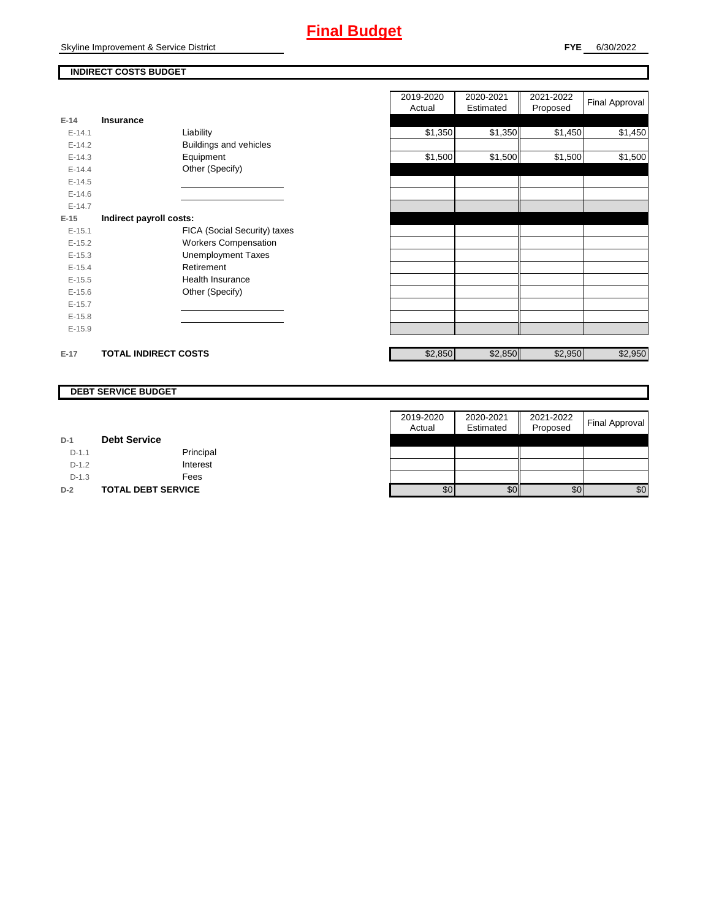# Final Budget

Skyline Improvement & Service District

**FYE** 6/30/2022

## INDIRECT COSTS BUDGET

| | | | 2019-2020 Actual | 2020-2021 Estimated | 2021-2022 Proposed | Final Approval |
|---|---|---|---|---|---|---|
| E-14 | **Insurance** | | | | | |
| E-14.1 | | Liability | $1,350 | $1,350 | $1,450 | $1,450 |
| E-14.2 | | Buildings and vehicles | | | | |
| E-14.3 | | Equipment | $1,500 | $1,500 | $1,500 | $1,500 |
| E-14.4 | | Other (Specify) | | | | |
| E-14.5 | | | | | | |
| E-14.6 | | | | | | |
| E-14.7 | | | | | | |
| E-15 | **Indirect payroll costs:** | | | | | |
| E-15.1 | | FICA (Social Security) taxes | | | | |
| E-15.2 | | Workers Compensation | | | | |
| E-15.3 | | Unemployment Taxes | | | | |
| E-15.4 | | Retirement | | | | |
| E-15.5 | | Health Insurance | | | | |
| E-15.6 | | Other (Specify) | | | | |
| E-15.7 | | | | | | |
| E-15.8 | | | | | | |
| E-15.9 | | | | | | |
| E-17 | **TOTAL INDIRECT COSTS** | | $2,850 | $2,850 | $2,950 | $2,950 |

## DEBT SERVICE BUDGET

| | | | 2019-2020 Actual | 2020-2021 Estimated | 2021-2022 Proposed | Final Approval |
|---|---|---|---|---|---|---|
| D-1 | **Debt Service** | | | | | |
| D-1.1 | | Principal | | | | |
| D-1.2 | | Interest | | | | |
| D-1.3 | | Fees | | | | |
| D-2 | **TOTAL DEBT SERVICE** | | $0 | $0 | $0 | $0 |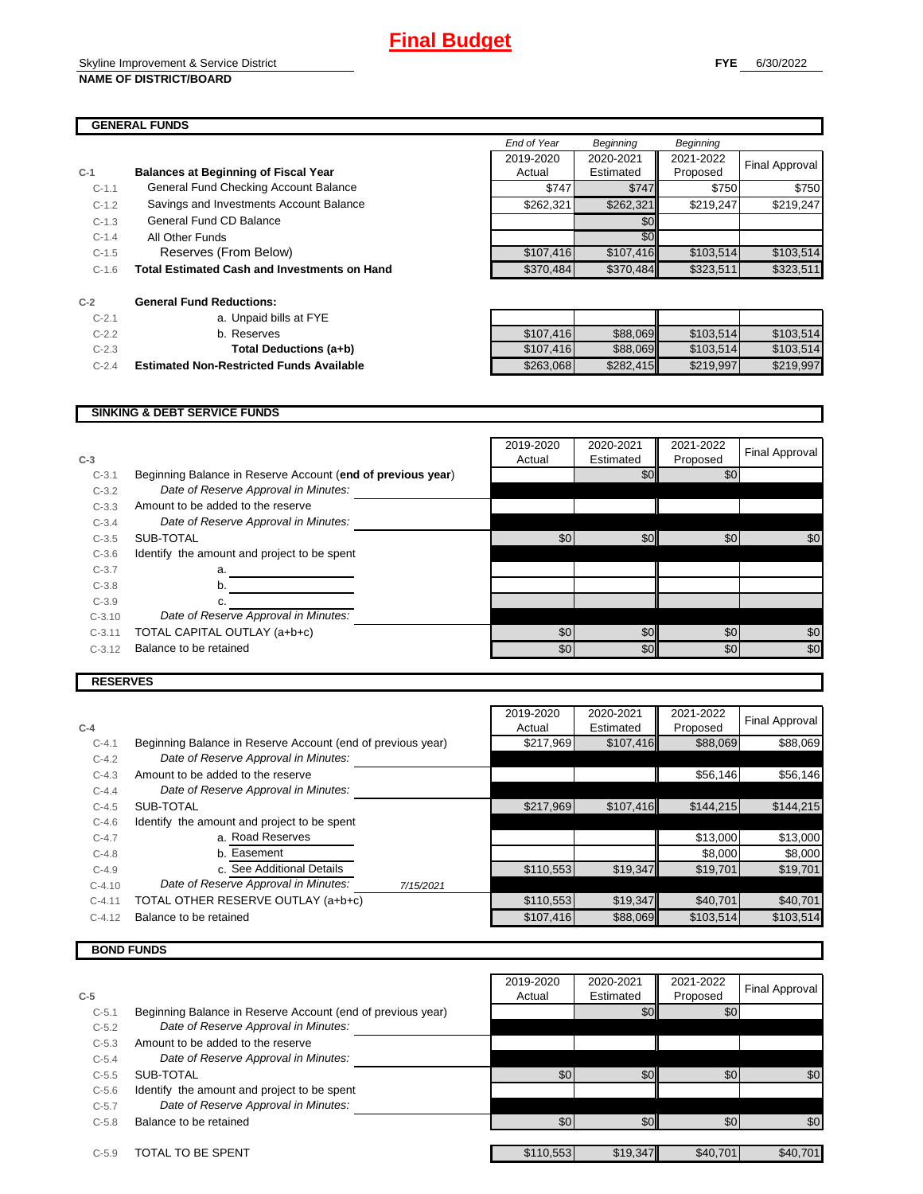# Final Budget

Skyline Improvement & Service District
**NAME OF DISTRICT/BOARD**

**FYE** 6/30/2022

## GENERAL FUNDS

| | | End of Year 2019-2020 Actual | Beginning 2020-2021 Estimated | Beginning 2021-2022 Proposed | Final Approval |
|---|---|---|---|---|---|
| **C-1** | **Balances at Beginning of Fiscal Year** | | | | |
| C-1.1 | General Fund Checking Account Balance | $747 | $747 | $750 | $750 |
| C-1.2 | Savings and Investments Account Balance | $262,321 | $262,321 | $219,247 | $219,247 |
| C-1.3 | General Fund CD Balance | | $0 | | |
| C-1.4 | All Other Funds | | $0 | | |
| C-1.5 | Reserves (From Below) | $107,416 | $107,416 | $103,514 | $103,514 |
| C-1.6 | **Total Estimated Cash and Investments on Hand** | $370,484 | $370,484 | $323,511 | $323,511 |

| | | | | | |
|---|---|---|---|---|---|
| **C-2** | **General Fund Reductions:** | | | | |
| C-2.1 | a. Unpaid bills at FYE | | | | |
| C-2.2 | b. Reserves | $107,416 | $88,069 | $103,514 | $103,514 |
| C-2.3 | **Total Deductions (a+b)** | $107,416 | $88,069 | $103,514 | $103,514 |
| C-2.4 | **Estimated Non-Restricted Funds Available** | $263,068 | $282,415 | $219,997 | $219,997 |

## SINKING & DEBT SERVICE FUNDS

| **C-3** | | 2019-2020 Actual | 2020-2021 Estimated | 2021-2022 Proposed | Final Approval |
|---|---|---|---|---|---|
| C-3.1 | Beginning Balance in Reserve Account (**end of previous year**) | | $0 | $0 | |
| C-3.2 | *Date of Reserve Approval in Minutes:* | | | | |
| C-3.3 | Amount to be added to the reserve | | | | |
| C-3.4 | *Date of Reserve Approval in Minutes:* | | | | |
| C-3.5 | SUB-TOTAL | $0 | $0 | $0 | $0 |
| C-3.6 | Identify the amount and project to be spent | | | | |
| C-3.7 | a. | | | | |
| C-3.8 | b. | | | | |
| C-3.9 | c. | | | | |
| C-3.10 | *Date of Reserve Approval in Minutes:* | | | | |
| C-3.11 | TOTAL CAPITAL OUTLAY (a+b+c) | $0 | $0 | $0 | $0 |
| C-3.12 | Balance to be retained | $0 | $0 | $0 | $0 |

## RESERVES

| **C-4** | | 2019-2020 Actual | 2020-2021 Estimated | 2021-2022 Proposed | Final Approval |
|---|---|---|---|---|---|
| C-4.1 | Beginning Balance in Reserve Account (end of previous year) | $217,969 | $107,416 | $88,069 | $88,069 |
| C-4.2 | *Date of Reserve Approval in Minutes:* | | | | |
| C-4.3 | Amount to be added to the reserve | | | $56,146 | $56,146 |
| C-4.4 | *Date of Reserve Approval in Minutes:* | | | | |
| C-4.5 | SUB-TOTAL | $217,969 | $107,416 | $144,215 | $144,215 |
| C-4.6 | Identify the amount and project to be spent | | | | |
| C-4.7 | a. Road Reserves | | | $13,000 | $13,000 |
| C-4.8 | b. Easement | | | $8,000 | $8,000 |
| C-4.9 | c. See Additional Details | $110,553 | $19,347 | $19,701 | $19,701 |
| C-4.10 | *Date of Reserve Approval in Minutes:* 7/15/2021 | | | | |
| C-4.11 | TOTAL OTHER RESERVE OUTLAY (a+b+c) | $110,553 | $19,347 | $40,701 | $40,701 |
| C-4.12 | Balance to be retained | $107,416 | $88,069 | $103,514 | $103,514 |

## BOND FUNDS

| **C-5** | | 2019-2020 Actual | 2020-2021 Estimated | 2021-2022 Proposed | Final Approval |
|---|---|---|---|---|---|
| C-5.1 | Beginning Balance in Reserve Account (end of previous year) | | $0 | $0 | |
| C-5.2 | *Date of Reserve Approval in Minutes:* | | | | |
| C-5.3 | Amount to be added to the reserve | | | | |
| C-5.4 | *Date of Reserve Approval in Minutes:* | | | | |
| C-5.5 | SUB-TOTAL | $0 | $0 | $0 | $0 |
| C-5.6 | Identify the amount and project to be spent | | | | |
| C-5.7 | *Date of Reserve Approval in Minutes:* | | | | |
| C-5.8 | Balance to be retained | $0 | $0 | $0 | $0 |
| | | | | | |
| C-5.9 | TOTAL TO BE SPENT | $110,553 | $19,347 | $40,701 | $40,701 |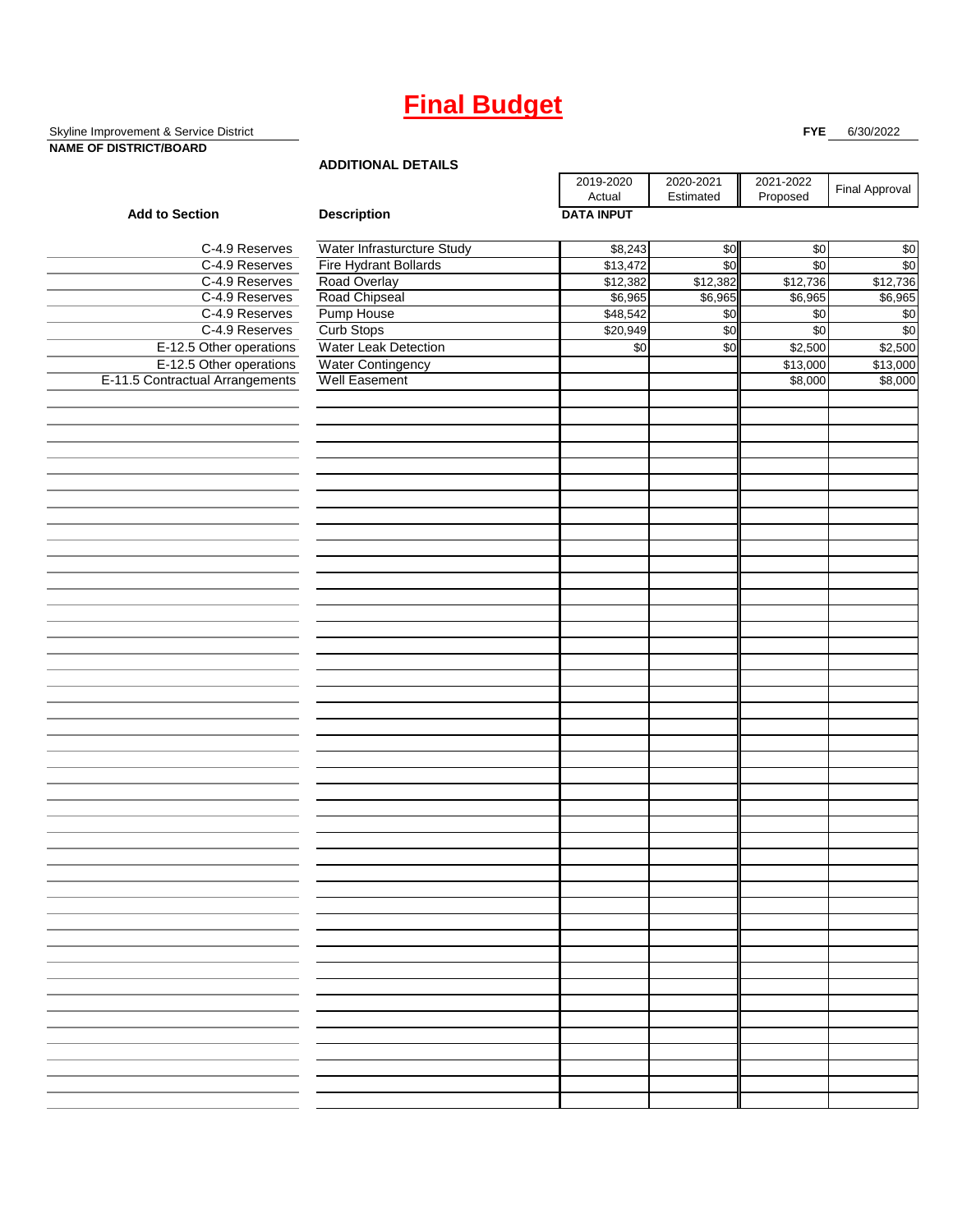# Final Budget

Skyline Improvement & Service District
**NAME OF DISTRICT/BOARD**

**FYE** 6/30/2022

**ADDITIONAL DETAILS**

| Add to Section | Description | 2019-2020 Actual | 2020-2021 Estimated | 2021-2022 Proposed | Final Approval |
|---|---|---|---|---|---|
| | | DATA INPUT | | | |
| C-4.9 Reserves | Water Infrasturcture Study | $8,243 | $0 | $0 | $0 |
| C-4.9 Reserves | Fire Hydrant Bollards | $13,472 | $0 | $0 | $0 |
| C-4.9 Reserves | Road Overlay | $12,382 | $12,382 | $12,736 | $12,736 |
| C-4.9 Reserves | Road Chipseal | $6,965 | $6,965 | $6,965 | $6,965 |
| C-4.9 Reserves | Pump House | $48,542 | $0 | $0 | $0 |
| C-4.9 Reserves | Curb Stops | $20,949 | $0 | $0 | $0 |
| E-12.5 Other operations | Water Leak Detection | $0 | $0 | $2,500 | $2,500 |
| E-12.5 Other operations | Water Contingency | | | $13,000 | $13,000 |
| E-11.5 Contractual Arrangements | Well Easement | | | $8,000 | $8,000 |